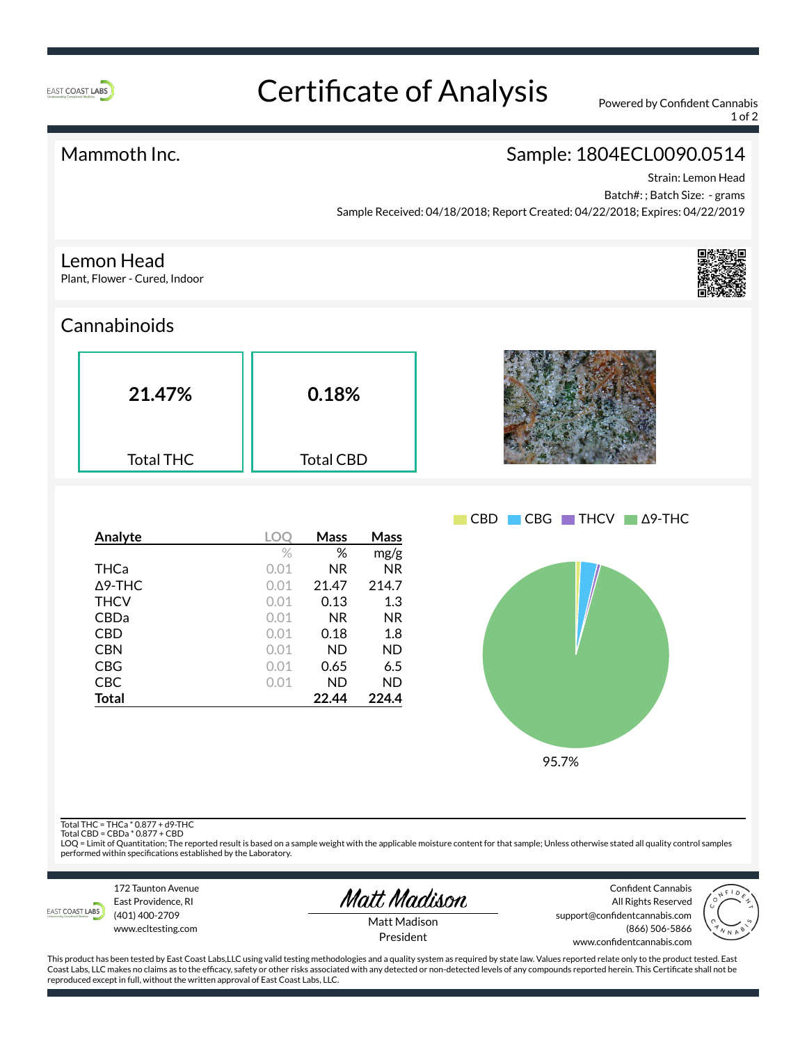# Certificate of Analysis

EAST COAST LABS

Powered by Confident Cannabis

## Mammoth Inc.

**Sample: 1804ECL0090.0514**

Strain: Lemon Head

Batch#: ; Batch Size: - grams

Sample Received: 04/18/2018; Report Created: 04/22/2018; Expires: 04/22/2019

## Lemon Head

Plant, Flower - Cured, Indoor

## Cannabinoids

**21.47%**
Total THC

**0.18%**
Total CBD

| Analyte | LOQ | Mass | Mass |
|---|---|---|---|
| | % | % | mg/g |
| THCa | 0.01 | NR | NR |
| Δ9-THC | 0.01 | 21.47 | 214.7 |
| THCV | 0.01 | 0.13 | 1.3 |
| CBDa | 0.01 | NR | NR |
| CBD | 0.01 | 0.18 | 1.8 |
| CBN | 0.01 | ND | ND |
| CBG | 0.01 | 0.65 | 6.5 |
| CBC | 0.01 | ND | ND |
| **Total** | | **22.44** | **224.4** |

CBD CBG THCV Δ9-THC

95.7%

Total THC = THCa * 0.877 + d9-THC
Total CBD = CBDa * 0.877 + CBD
LOQ = Limit of Quantitation; The reported result is based on a sample weight with the applicable moisture content for that sample; Unless otherwise stated all quality control samples performed within specifications established by the Laboratory.

172 Taunton Avenue
East Providence, RI
(401) 400-2709
www.ecltesting.com

Matt Madison
President

Confident Cannabis
All Rights Reserved
support@confidentcannabis.com
(866) 506-5866
www.confidentcannabis.com

This product has been tested by East Coast Labs,LLC using valid testing methodologies and a quality system as required by state law. Values reported relate only to the product tested. East Coast Labs, LLC makes no claims as to the efficacy, safety or other risks associated with any detected or non-detected levels of any compounds reported herein. This Certificate shall not be reproduced except in full, without the written approval of East Coast Labs, LLC.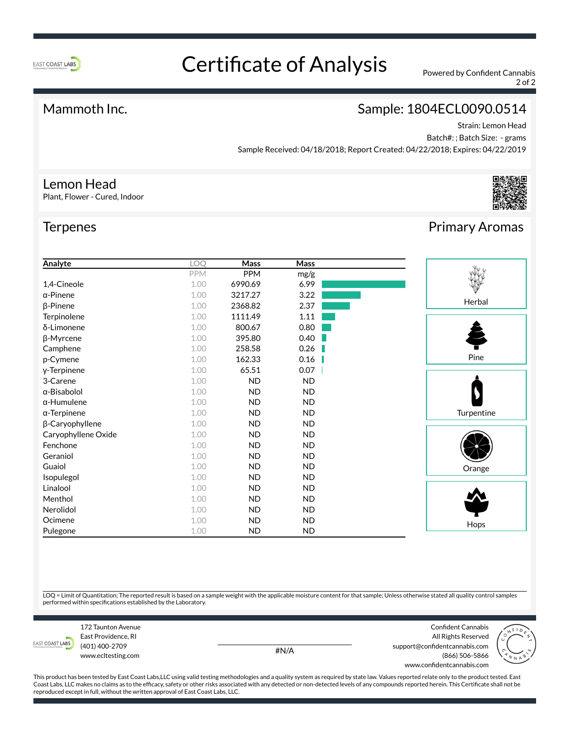# Certificate of Analysis

Powered by Confident Cannabis

## Mammoth Inc.

## Sample: 1804ECL0090.0514

Strain: Lemon Head
Batch#: ; Batch Size: - grams
Sample Received: 04/18/2018; Report Created: 04/22/2018; Expires: 04/22/2019

## Lemon Head

Plant, Flower - Cured, Indoor

## Terpenes

| Analyte | LOQ | Mass | Mass |
|---|---|---|---|
| | PPM | PPM | mg/g |
| 1,4-Cineole | 1.00 | 6990.69 | 6.99 |
| α-Pinene | 1.00 | 3217.27 | 3.22 |
| β-Pinene | 1.00 | 2368.82 | 2.37 |
| Terpinolene | 1.00 | 1111.49 | 1.11 |
| δ-Limonene | 1.00 | 800.67 | 0.80 |
| β-Myrcene | 1.00 | 395.80 | 0.40 |
| Camphene | 1.00 | 258.58 | 0.26 |
| p-Cymene | 1.00 | 162.33 | 0.16 |
| γ-Terpinene | 1.00 | 65.51 | 0.07 |
| 3-Carene | 1.00 | ND | ND |
| α-Bisabolol | 1.00 | ND | ND |
| α-Humulene | 1.00 | ND | ND |
| α-Terpinene | 1.00 | ND | ND |
| β-Caryophyllene | 1.00 | ND | ND |
| Caryophyllene Oxide | 1.00 | ND | ND |
| Fenchone | 1.00 | ND | ND |
| Geraniol | 1.00 | ND | ND |
| Guaiol | 1.00 | ND | ND |
| Isopulegol | 1.00 | ND | ND |
| Linalool | 1.00 | ND | ND |
| Menthol | 1.00 | ND | ND |
| Nerolidol | 1.00 | ND | ND |
| Ocimene | 1.00 | ND | ND |
| Pulegone | 1.00 | ND | ND |

## Primary Aromas

Herbal

Pine

Turpentine

Orange

Hops

LOQ = Limit of Quantitation; The reported result is based on a sample weight with the applicable moisture content for that sample; Unless otherwise stated all quality control samples performed within specifications established by the Laboratory.

172 Taunton Avenue
East Providence, RI
(401) 400-2709
www.ecltesting.com

#N/A

Confident Cannabis
All Rights Reserved
support@confidentcannabis.com
(866) 506-5866
www.confidentcannabis.com

This product has been tested by East Coast Labs,LLC using valid testing methodologies and a quality system as required by state law. Values reported relate only to the product tested. East Coast Labs, LLC makes no claims as to the efficacy, safety or other risks associated with any detected or non-detected levels of any compounds reported herein. This Certificate shall not be reproduced except in full, without the written approval of East Coast Labs, LLC.